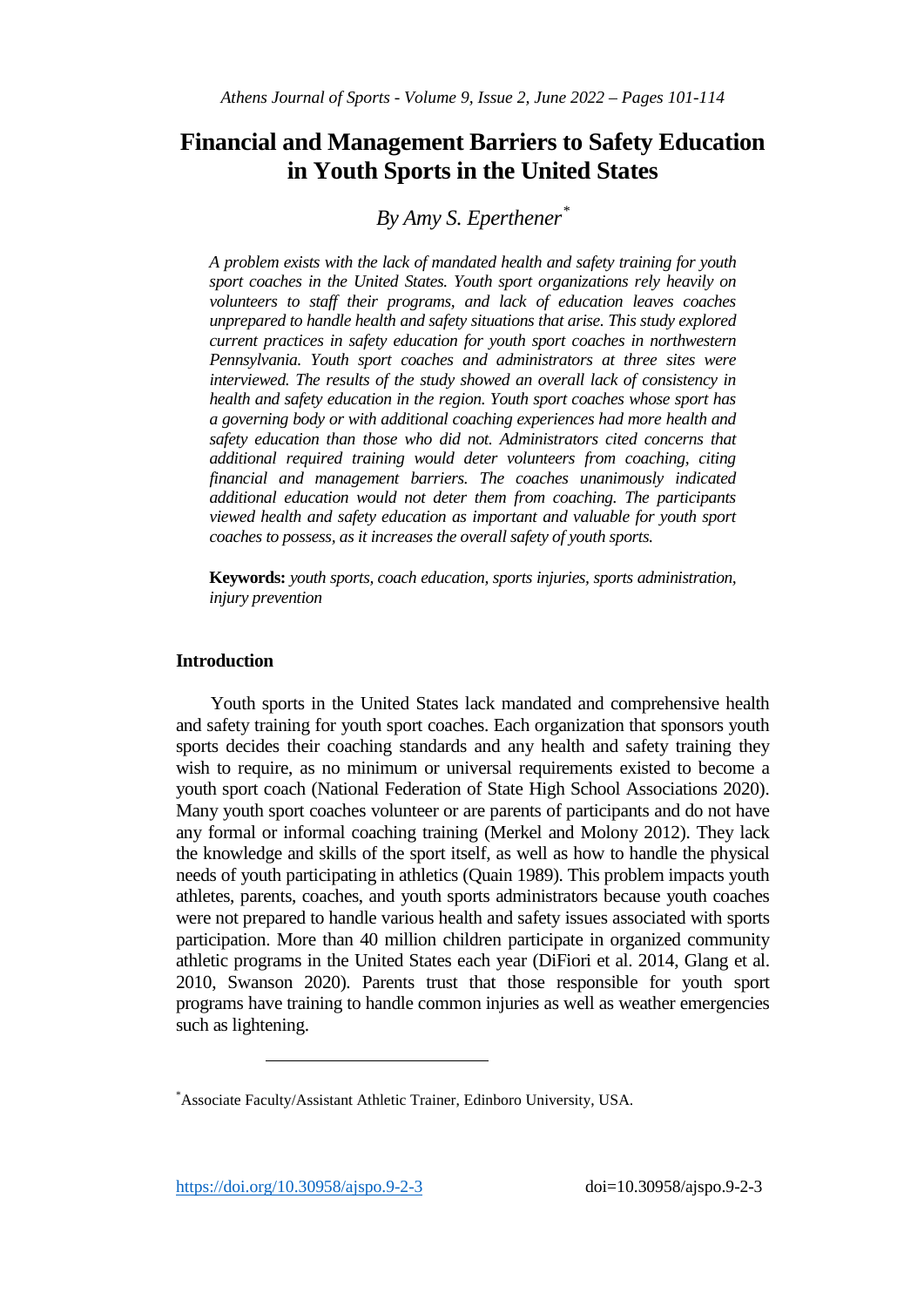# Financial and Management Barriers to Safety Education in Youth Sports in the United States

## *By Amy S. Eperthener*[*]

*A problem exists with the lack of mandated health and safety training for youth sport coaches in the United States. Youth sport organizations rely heavily on volunteers to staff their programs, and lack of education leaves coaches unprepared to handle health and safety situations that arise. This study explored current practices in safety education for youth sport coaches in northwestern Pennsylvania. Youth sport coaches and administrators at three sites were interviewed. The results of the study showed an overall lack of consistency in health and safety education in the region. Youth sport coaches whose sport has a governing body or with additional coaching experiences had more health and safety education than those who did not. Administrators cited concerns that additional required training would deter volunteers from coaching, citing financial and management barriers. The coaches unanimously indicated additional education would not deter them from coaching. The participants viewed health and safety education as important and valuable for youth sport coaches to possess, as it increases the overall safety of youth sports.*

**Keywords:** *youth sports, coach education, sports injuries, sports administration, injury prevention*

## Introduction

Youth sports in the United States lack mandated and comprehensive health and safety training for youth sport coaches. Each organization that sponsors youth sports decides their coaching standards and any health and safety training they wish to require, as no minimum or universal requirements existed to become a youth sport coach (National Federation of State High School Associations 2020). Many youth sport coaches volunteer or are parents of participants and do not have any formal or informal coaching training (Merkel and Molony 2012). They lack the knowledge and skills of the sport itself, as well as how to handle the physical needs of youth participating in athletics (Quain 1989). This problem impacts youth athletes, parents, coaches, and youth sports administrators because youth coaches were not prepared to handle various health and safety issues associated with sports participation. More than 40 million children participate in organized community athletic programs in the United States each year (DiFiori et al. 2014, Glang et al. 2010, Swanson 2020). Parents trust that those responsible for youth sport programs have training to handle common injuries as well as weather emergencies such as lightening.

[*]Associate Faculty/Assistant Athletic Trainer, Edinboro University, USA.

https://doi.org/10.30958/ajspo.9-2-3 doi=10.30958/ajspo.9-2-3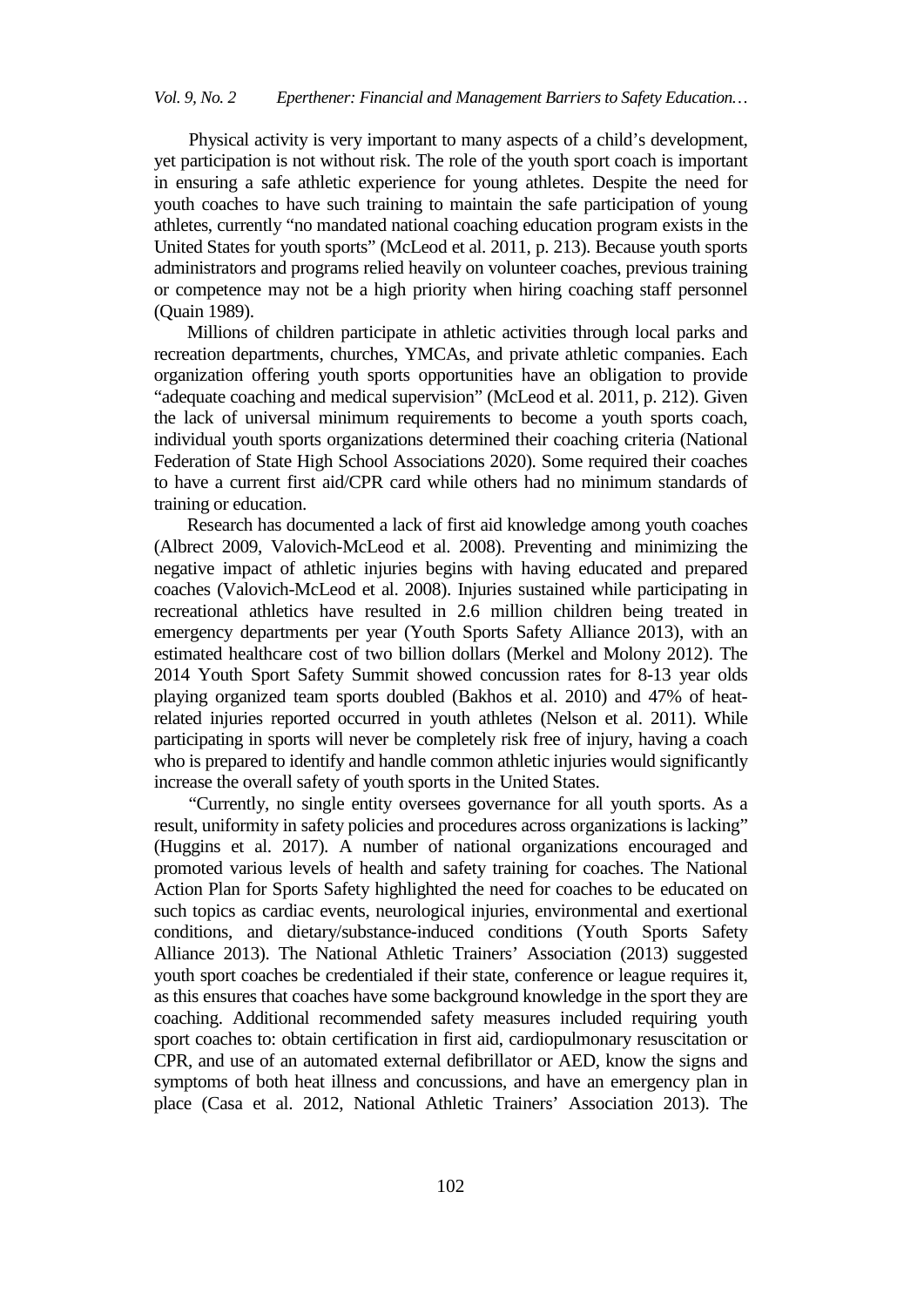Physical activity is very important to many aspects of a child's development, yet participation is not without risk. The role of the youth sport coach is important in ensuring a safe athletic experience for young athletes. Despite the need for youth coaches to have such training to maintain the safe participation of young athletes, currently "no mandated national coaching education program exists in the United States for youth sports" (McLeod et al. 2011, p. 213). Because youth sports administrators and programs relied heavily on volunteer coaches, previous training or competence may not be a high priority when hiring coaching staff personnel (Quain 1989).

Millions of children participate in athletic activities through local parks and recreation departments, churches, YMCAs, and private athletic companies. Each organization offering youth sports opportunities have an obligation to provide "adequate coaching and medical supervision" (McLeod et al. 2011, p. 212). Given the lack of universal minimum requirements to become a youth sports coach, individual youth sports organizations determined their coaching criteria (National Federation of State High School Associations 2020). Some required their coaches to have a current first aid/CPR card while others had no minimum standards of training or education.

Research has documented a lack of first aid knowledge among youth coaches (Albrect 2009, Valovich-McLeod et al. 2008). Preventing and minimizing the negative impact of athletic injuries begins with having educated and prepared coaches (Valovich-McLeod et al. 2008). Injuries sustained while participating in recreational athletics have resulted in 2.6 million children being treated in emergency departments per year (Youth Sports Safety Alliance 2013), with an estimated healthcare cost of two billion dollars (Merkel and Molony 2012). The 2014 Youth Sport Safety Summit showed concussion rates for 8-13 year olds playing organized team sports doubled (Bakhos et al. 2010) and 47% of heat-related injuries reported occurred in youth athletes (Nelson et al. 2011). While participating in sports will never be completely risk free of injury, having a coach who is prepared to identify and handle common athletic injuries would significantly increase the overall safety of youth sports in the United States.

"Currently, no single entity oversees governance for all youth sports. As a result, uniformity in safety policies and procedures across organizations is lacking" (Huggins et al. 2017). A number of national organizations encouraged and promoted various levels of health and safety training for coaches. The National Action Plan for Sports Safety highlighted the need for coaches to be educated on such topics as cardiac events, neurological injuries, environmental and exertional conditions, and dietary/substance-induced conditions (Youth Sports Safety Alliance 2013). The National Athletic Trainers' Association (2013) suggested youth sport coaches be credentialed if their state, conference or league requires it, as this ensures that coaches have some background knowledge in the sport they are coaching. Additional recommended safety measures included requiring youth sport coaches to: obtain certification in first aid, cardiopulmonary resuscitation or CPR, and use of an automated external defibrillator or AED, know the signs and symptoms of both heat illness and concussions, and have an emergency plan in place (Casa et al. 2012, National Athletic Trainers' Association 2013). The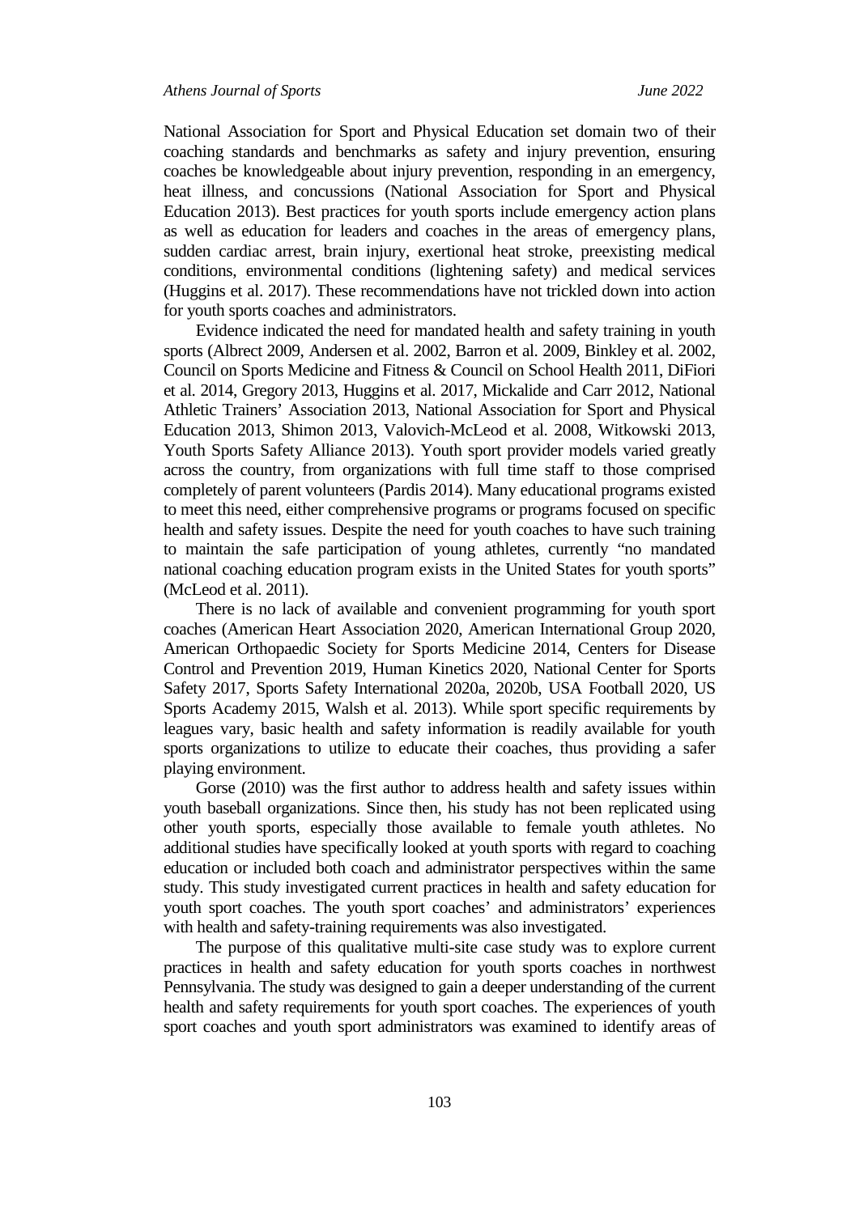National Association for Sport and Physical Education set domain two of their coaching standards and benchmarks as safety and injury prevention, ensuring coaches be knowledgeable about injury prevention, responding in an emergency, heat illness, and concussions (National Association for Sport and Physical Education 2013). Best practices for youth sports include emergency action plans as well as education for leaders and coaches in the areas of emergency plans, sudden cardiac arrest, brain injury, exertional heat stroke, preexisting medical conditions, environmental conditions (lightening safety) and medical services (Huggins et al. 2017). These recommendations have not trickled down into action for youth sports coaches and administrators.

Evidence indicated the need for mandated health and safety training in youth sports (Albrect 2009, Andersen et al. 2002, Barron et al. 2009, Binkley et al. 2002, Council on Sports Medicine and Fitness & Council on School Health 2011, DiFiori et al. 2014, Gregory 2013, Huggins et al. 2017, Mickalide and Carr 2012, National Athletic Trainers' Association 2013, National Association for Sport and Physical Education 2013, Shimon 2013, Valovich-McLeod et al. 2008, Witkowski 2013, Youth Sports Safety Alliance 2013). Youth sport provider models varied greatly across the country, from organizations with full time staff to those comprised completely of parent volunteers (Pardis 2014). Many educational programs existed to meet this need, either comprehensive programs or programs focused on specific health and safety issues. Despite the need for youth coaches to have such training to maintain the safe participation of young athletes, currently "no mandated national coaching education program exists in the United States for youth sports" (McLeod et al. 2011).

There is no lack of available and convenient programming for youth sport coaches (American Heart Association 2020, American International Group 2020, American Orthopaedic Society for Sports Medicine 2014, Centers for Disease Control and Prevention 2019, Human Kinetics 2020, National Center for Sports Safety 2017, Sports Safety International 2020a, 2020b, USA Football 2020, US Sports Academy 2015, Walsh et al. 2013). While sport specific requirements by leagues vary, basic health and safety information is readily available for youth sports organizations to utilize to educate their coaches, thus providing a safer playing environment.

Gorse (2010) was the first author to address health and safety issues within youth baseball organizations. Since then, his study has not been replicated using other youth sports, especially those available to female youth athletes. No additional studies have specifically looked at youth sports with regard to coaching education or included both coach and administrator perspectives within the same study. This study investigated current practices in health and safety education for youth sport coaches. The youth sport coaches' and administrators' experiences with health and safety-training requirements was also investigated.

The purpose of this qualitative multi-site case study was to explore current practices in health and safety education for youth sports coaches in northwest Pennsylvania. The study was designed to gain a deeper understanding of the current health and safety requirements for youth sport coaches. The experiences of youth sport coaches and youth sport administrators was examined to identify areas of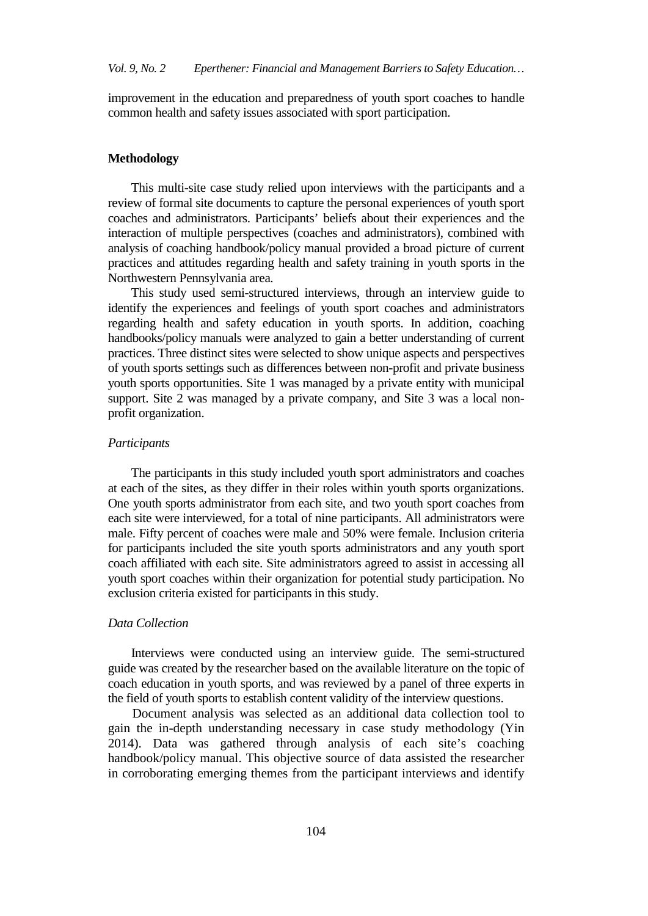improvement in the education and preparedness of youth sport coaches to handle common health and safety issues associated with sport participation.

## Methodology

This multi-site case study relied upon interviews with the participants and a review of formal site documents to capture the personal experiences of youth sport coaches and administrators. Participants' beliefs about their experiences and the interaction of multiple perspectives (coaches and administrators), combined with analysis of coaching handbook/policy manual provided a broad picture of current practices and attitudes regarding health and safety training in youth sports in the Northwestern Pennsylvania area.

This study used semi-structured interviews, through an interview guide to identify the experiences and feelings of youth sport coaches and administrators regarding health and safety education in youth sports. In addition, coaching handbooks/policy manuals were analyzed to gain a better understanding of current practices. Three distinct sites were selected to show unique aspects and perspectives of youth sports settings such as differences between non-profit and private business youth sports opportunities. Site 1 was managed by a private entity with municipal support. Site 2 was managed by a private company, and Site 3 was a local non-profit organization.

### *Participants*

The participants in this study included youth sport administrators and coaches at each of the sites, as they differ in their roles within youth sports organizations. One youth sports administrator from each site, and two youth sport coaches from each site were interviewed, for a total of nine participants. All administrators were male. Fifty percent of coaches were male and 50% were female. Inclusion criteria for participants included the site youth sports administrators and any youth sport coach affiliated with each site. Site administrators agreed to assist in accessing all youth sport coaches within their organization for potential study participation. No exclusion criteria existed for participants in this study.

### *Data Collection*

Interviews were conducted using an interview guide. The semi-structured guide was created by the researcher based on the available literature on the topic of coach education in youth sports, and was reviewed by a panel of three experts in the field of youth sports to establish content validity of the interview questions.

Document analysis was selected as an additional data collection tool to gain the in-depth understanding necessary in case study methodology (Yin 2014). Data was gathered through analysis of each site's coaching handbook/policy manual. This objective source of data assisted the researcher in corroborating emerging themes from the participant interviews and identify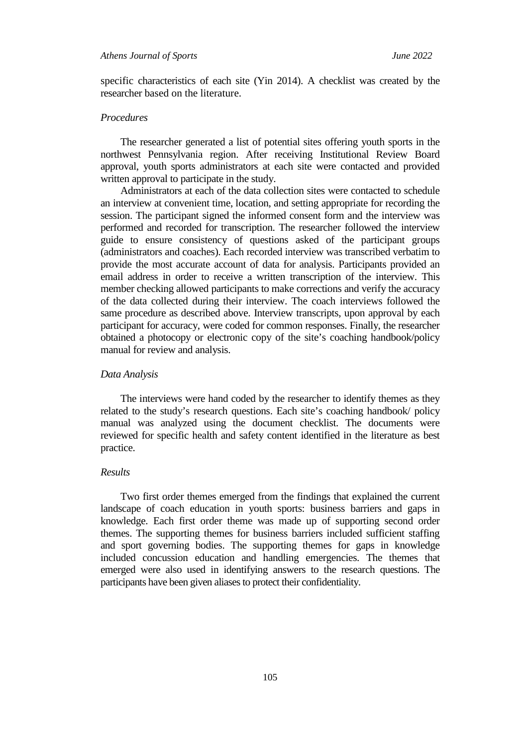specific characteristics of each site (Yin 2014). A checklist was created by the researcher based on the literature.

*Procedures*

The researcher generated a list of potential sites offering youth sports in the northwest Pennsylvania region. After receiving Institutional Review Board approval, youth sports administrators at each site were contacted and provided written approval to participate in the study.

Administrators at each of the data collection sites were contacted to schedule an interview at convenient time, location, and setting appropriate for recording the session. The participant signed the informed consent form and the interview was performed and recorded for transcription. The researcher followed the interview guide to ensure consistency of questions asked of the participant groups (administrators and coaches). Each recorded interview was transcribed verbatim to provide the most accurate account of data for analysis. Participants provided an email address in order to receive a written transcription of the interview. This member checking allowed participants to make corrections and verify the accuracy of the data collected during their interview. The coach interviews followed the same procedure as described above. Interview transcripts, upon approval by each participant for accuracy, were coded for common responses. Finally, the researcher obtained a photocopy or electronic copy of the site's coaching handbook/policy manual for review and analysis.

*Data Analysis*

The interviews were hand coded by the researcher to identify themes as they related to the study's research questions. Each site's coaching handbook/ policy manual was analyzed using the document checklist. The documents were reviewed for specific health and safety content identified in the literature as best practice.

*Results*

Two first order themes emerged from the findings that explained the current landscape of coach education in youth sports: business barriers and gaps in knowledge. Each first order theme was made up of supporting second order themes. The supporting themes for business barriers included sufficient staffing and sport governing bodies. The supporting themes for gaps in knowledge included concussion education and handling emergencies. The themes that emerged were also used in identifying answers to the research questions. The participants have been given aliases to protect their confidentiality.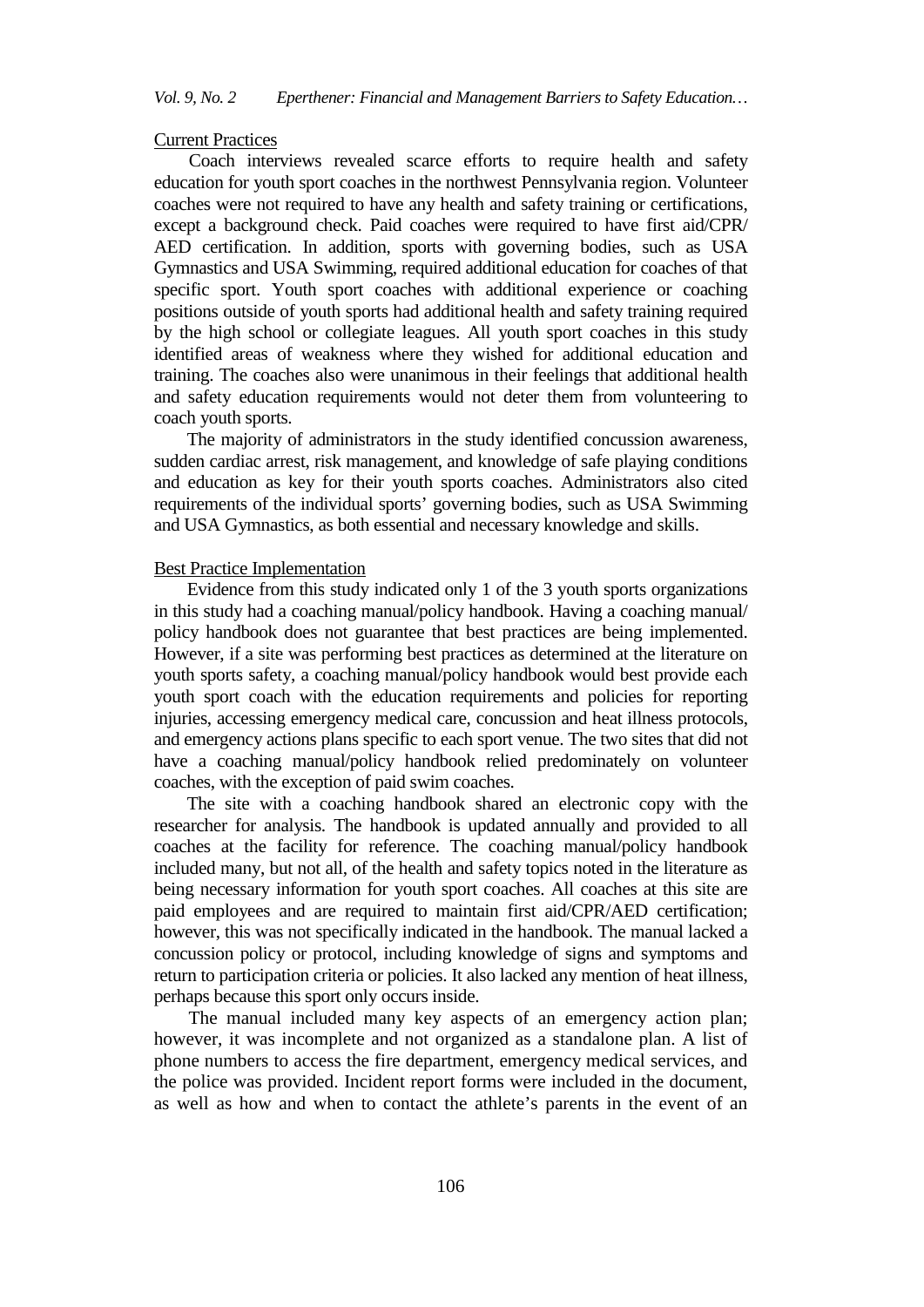Current Practices

Coach interviews revealed scarce efforts to require health and safety education for youth sport coaches in the northwest Pennsylvania region. Volunteer coaches were not required to have any health and safety training or certifications, except a background check. Paid coaches were required to have first aid/CPR/AED certification. In addition, sports with governing bodies, such as USA Gymnastics and USA Swimming, required additional education for coaches of that specific sport. Youth sport coaches with additional experience or coaching positions outside of youth sports had additional health and safety training required by the high school or collegiate leagues. All youth sport coaches in this study identified areas of weakness where they wished for additional education and training. The coaches also were unanimous in their feelings that additional health and safety education requirements would not deter them from volunteering to coach youth sports.

The majority of administrators in the study identified concussion awareness, sudden cardiac arrest, risk management, and knowledge of safe playing conditions and education as key for their youth sports coaches. Administrators also cited requirements of the individual sports' governing bodies, such as USA Swimming and USA Gymnastics, as both essential and necessary knowledge and skills.

Best Practice Implementation

Evidence from this study indicated only 1 of the 3 youth sports organizations in this study had a coaching manual/policy handbook. Having a coaching manual/ policy handbook does not guarantee that best practices are being implemented. However, if a site was performing best practices as determined at the literature on youth sports safety, a coaching manual/policy handbook would best provide each youth sport coach with the education requirements and policies for reporting injuries, accessing emergency medical care, concussion and heat illness protocols, and emergency actions plans specific to each sport venue. The two sites that did not have a coaching manual/policy handbook relied predominately on volunteer coaches, with the exception of paid swim coaches.

The site with a coaching handbook shared an electronic copy with the researcher for analysis. The handbook is updated annually and provided to all coaches at the facility for reference. The coaching manual/policy handbook included many, but not all, of the health and safety topics noted in the literature as being necessary information for youth sport coaches. All coaches at this site are paid employees and are required to maintain first aid/CPR/AED certification; however, this was not specifically indicated in the handbook. The manual lacked a concussion policy or protocol, including knowledge of signs and symptoms and return to participation criteria or policies. It also lacked any mention of heat illness, perhaps because this sport only occurs inside.

The manual included many key aspects of an emergency action plan; however, it was incomplete and not organized as a standalone plan. A list of phone numbers to access the fire department, emergency medical services, and the police was provided. Incident report forms were included in the document, as well as how and when to contact the athlete's parents in the event of an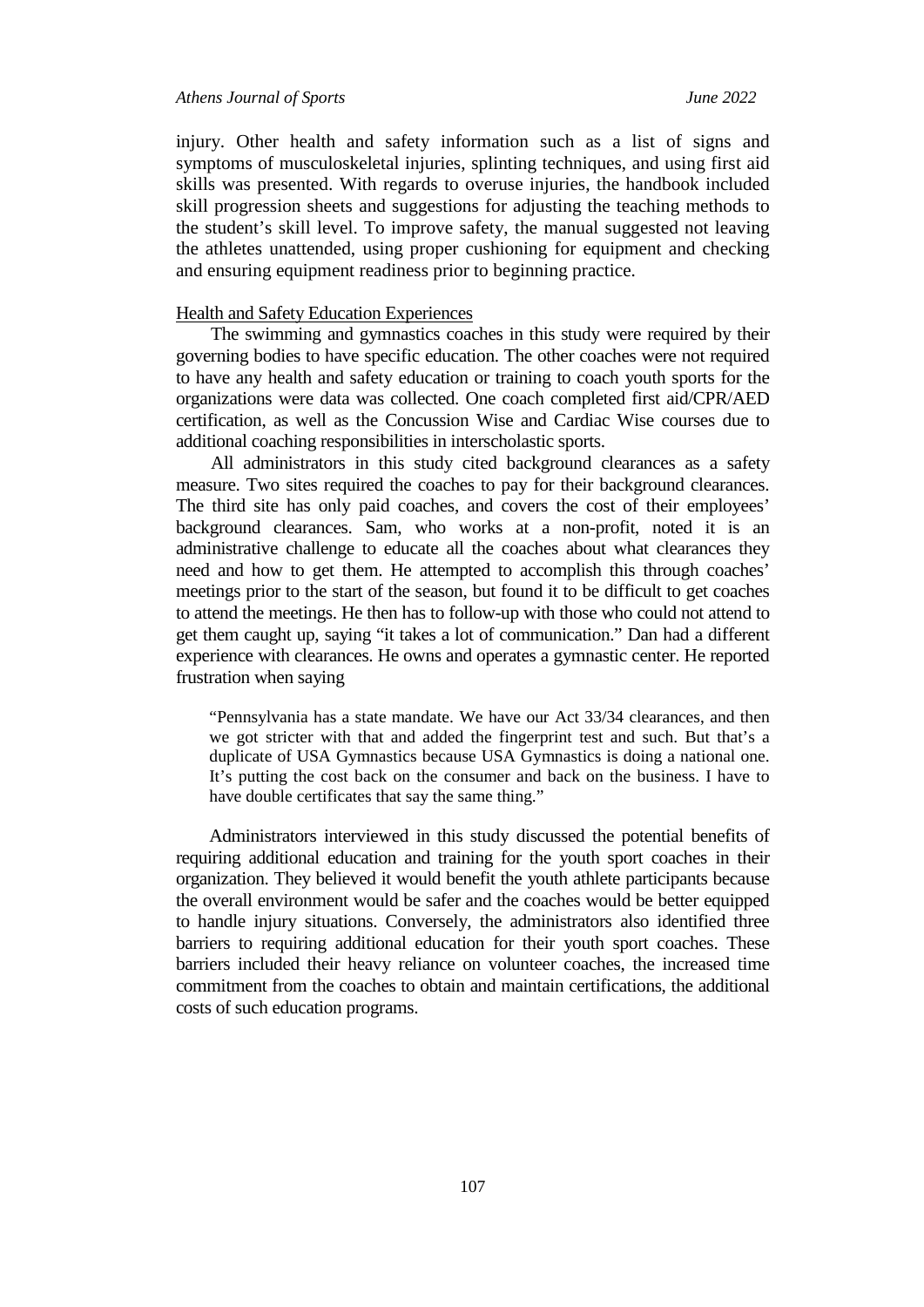injury. Other health and safety information such as a list of signs and symptoms of musculoskeletal injuries, splinting techniques, and using first aid skills was presented. With regards to overuse injuries, the handbook included skill progression sheets and suggestions for adjusting the teaching methods to the student's skill level. To improve safety, the manual suggested not leaving the athletes unattended, using proper cushioning for equipment and checking and ensuring equipment readiness prior to beginning practice.

Health and Safety Education Experiences

The swimming and gymnastics coaches in this study were required by their governing bodies to have specific education. The other coaches were not required to have any health and safety education or training to coach youth sports for the organizations were data was collected. One coach completed first aid/CPR/AED certification, as well as the Concussion Wise and Cardiac Wise courses due to additional coaching responsibilities in interscholastic sports.

All administrators in this study cited background clearances as a safety measure. Two sites required the coaches to pay for their background clearances. The third site has only paid coaches, and covers the cost of their employees' background clearances. Sam, who works at a non-profit, noted it is an administrative challenge to educate all the coaches about what clearances they need and how to get them. He attempted to accomplish this through coaches' meetings prior to the start of the season, but found it to be difficult to get coaches to attend the meetings. He then has to follow-up with those who could not attend to get them caught up, saying "it takes a lot of communication." Dan had a different experience with clearances. He owns and operates a gymnastic center. He reported frustration when saying

> "Pennsylvania has a state mandate. We have our Act 33/34 clearances, and then we got stricter with that and added the fingerprint test and such. But that's a duplicate of USA Gymnastics because USA Gymnastics is doing a national one. It's putting the cost back on the consumer and back on the business. I have to have double certificates that say the same thing."

Administrators interviewed in this study discussed the potential benefits of requiring additional education and training for the youth sport coaches in their organization. They believed it would benefit the youth athlete participants because the overall environment would be safer and the coaches would be better equipped to handle injury situations. Conversely, the administrators also identified three barriers to requiring additional education for their youth sport coaches. These barriers included their heavy reliance on volunteer coaches, the increased time commitment from the coaches to obtain and maintain certifications, the additional costs of such education programs.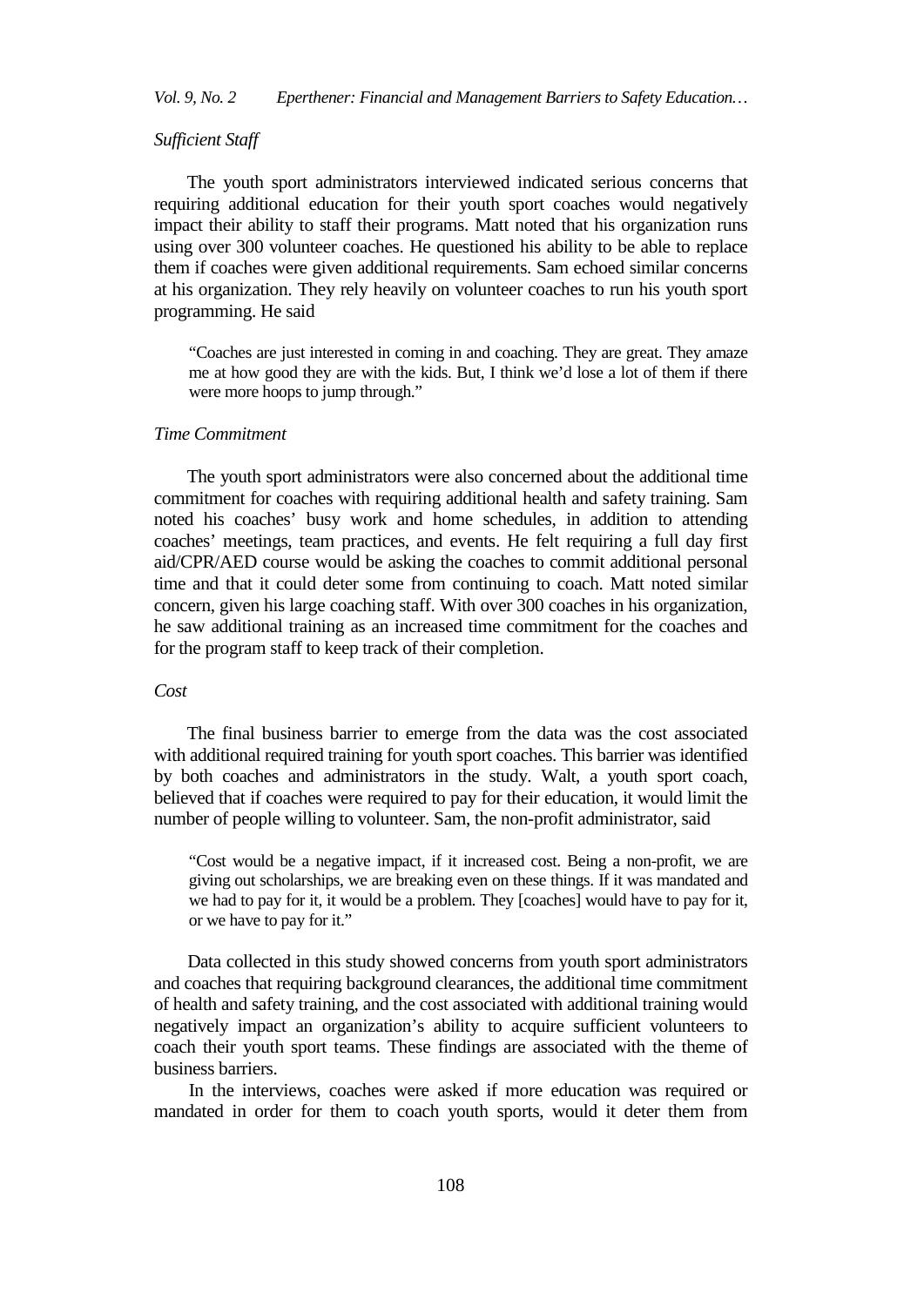*Sufficient Staff*

The youth sport administrators interviewed indicated serious concerns that requiring additional education for their youth sport coaches would negatively impact their ability to staff their programs. Matt noted that his organization runs using over 300 volunteer coaches. He questioned his ability to be able to replace them if coaches were given additional requirements. Sam echoed similar concerns at his organization. They rely heavily on volunteer coaches to run his youth sport programming. He said

> "Coaches are just interested in coming in and coaching. They are great. They amaze me at how good they are with the kids. But, I think we'd lose a lot of them if there were more hoops to jump through."

*Time Commitment*

The youth sport administrators were also concerned about the additional time commitment for coaches with requiring additional health and safety training. Sam noted his coaches' busy work and home schedules, in addition to attending coaches' meetings, team practices, and events. He felt requiring a full day first aid/CPR/AED course would be asking the coaches to commit additional personal time and that it could deter some from continuing to coach. Matt noted similar concern, given his large coaching staff. With over 300 coaches in his organization, he saw additional training as an increased time commitment for the coaches and for the program staff to keep track of their completion.

*Cost*

The final business barrier to emerge from the data was the cost associated with additional required training for youth sport coaches. This barrier was identified by both coaches and administrators in the study. Walt, a youth sport coach, believed that if coaches were required to pay for their education, it would limit the number of people willing to volunteer. Sam, the non-profit administrator, said

> "Cost would be a negative impact, if it increased cost. Being a non-profit, we are giving out scholarships, we are breaking even on these things. If it was mandated and we had to pay for it, it would be a problem. They [coaches] would have to pay for it, or we have to pay for it."

Data collected in this study showed concerns from youth sport administrators and coaches that requiring background clearances, the additional time commitment of health and safety training, and the cost associated with additional training would negatively impact an organization's ability to acquire sufficient volunteers to coach their youth sport teams. These findings are associated with the theme of business barriers.

In the interviews, coaches were asked if more education was required or mandated in order for them to coach youth sports, would it deter them from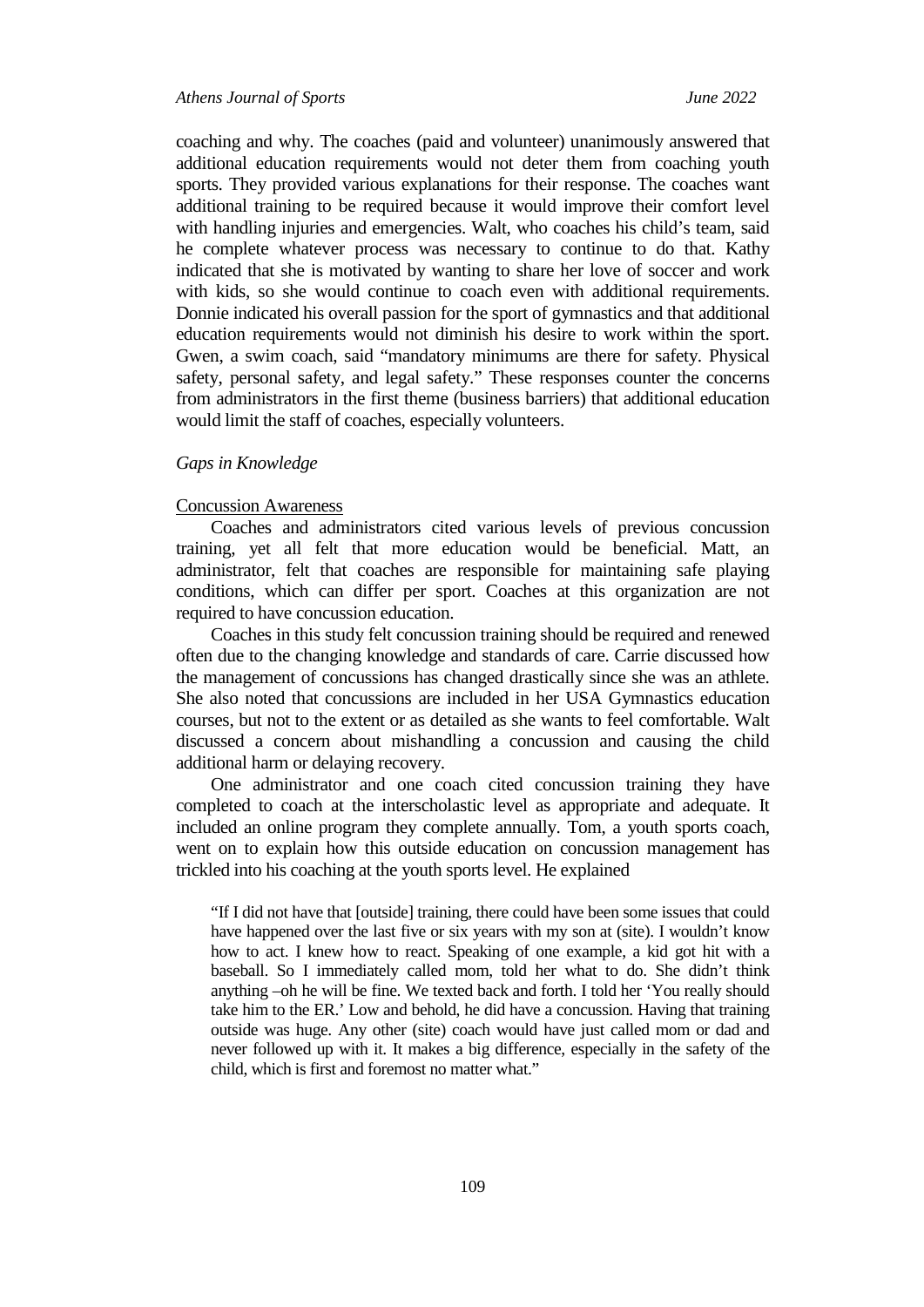coaching and why. The coaches (paid and volunteer) unanimously answered that additional education requirements would not deter them from coaching youth sports. They provided various explanations for their response. The coaches want additional training to be required because it would improve their comfort level with handling injuries and emergencies. Walt, who coaches his child's team, said he complete whatever process was necessary to continue to do that. Kathy indicated that she is motivated by wanting to share her love of soccer and work with kids, so she would continue to coach even with additional requirements. Donnie indicated his overall passion for the sport of gymnastics and that additional education requirements would not diminish his desire to work within the sport. Gwen, a swim coach, said "mandatory minimums are there for safety. Physical safety, personal safety, and legal safety." These responses counter the concerns from administrators in the first theme (business barriers) that additional education would limit the staff of coaches, especially volunteers.

*Gaps in Knowledge*

<u>Concussion Awareness</u>

Coaches and administrators cited various levels of previous concussion training, yet all felt that more education would be beneficial. Matt, an administrator, felt that coaches are responsible for maintaining safe playing conditions, which can differ per sport. Coaches at this organization are not required to have concussion education.

Coaches in this study felt concussion training should be required and renewed often due to the changing knowledge and standards of care. Carrie discussed how the management of concussions has changed drastically since she was an athlete. She also noted that concussions are included in her USA Gymnastics education courses, but not to the extent or as detailed as she wants to feel comfortable. Walt discussed a concern about mishandling a concussion and causing the child additional harm or delaying recovery.

One administrator and one coach cited concussion training they have completed to coach at the interscholastic level as appropriate and adequate. It included an online program they complete annually. Tom, a youth sports coach, went on to explain how this outside education on concussion management has trickled into his coaching at the youth sports level. He explained

> "If I did not have that [outside] training, there could have been some issues that could have happened over the last five or six years with my son at (site). I wouldn't know how to act. I knew how to react. Speaking of one example, a kid got hit with a baseball. So I immediately called mom, told her what to do. She didn't think anything –oh he will be fine. We texted back and forth. I told her 'You really should take him to the ER.' Low and behold, he did have a concussion. Having that training outside was huge. Any other (site) coach would have just called mom or dad and never followed up with it. It makes a big difference, especially in the safety of the child, which is first and foremost no matter what."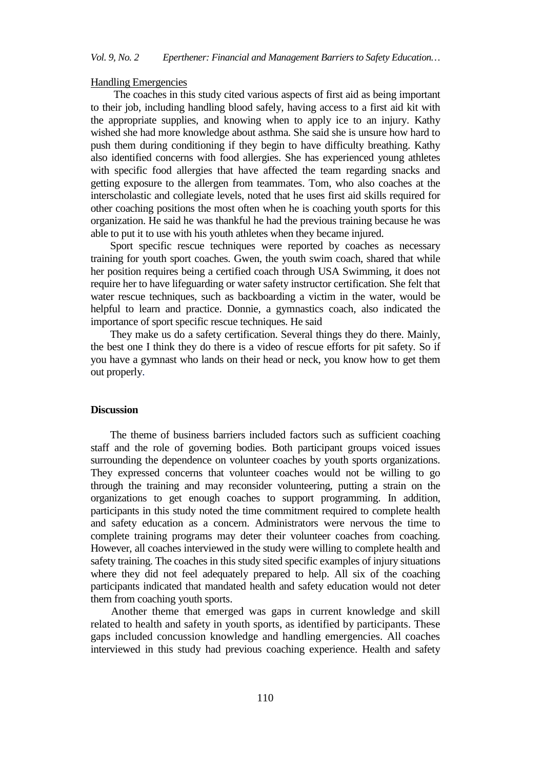Handling Emergencies

The coaches in this study cited various aspects of first aid as being important to their job, including handling blood safely, having access to a first aid kit with the appropriate supplies, and knowing when to apply ice to an injury. Kathy wished she had more knowledge about asthma. She said she is unsure how hard to push them during conditioning if they begin to have difficulty breathing. Kathy also identified concerns with food allergies. She has experienced young athletes with specific food allergies that have affected the team regarding snacks and getting exposure to the allergen from teammates. Tom, who also coaches at the interscholastic and collegiate levels, noted that he uses first aid skills required for other coaching positions the most often when he is coaching youth sports for this organization. He said he was thankful he had the previous training because he was able to put it to use with his youth athletes when they became injured.

Sport specific rescue techniques were reported by coaches as necessary training for youth sport coaches. Gwen, the youth swim coach, shared that while her position requires being a certified coach through USA Swimming, it does not require her to have lifeguarding or water safety instructor certification. She felt that water rescue techniques, such as backboarding a victim in the water, would be helpful to learn and practice. Donnie, a gymnastics coach, also indicated the importance of sport specific rescue techniques. He said

They make us do a safety certification. Several things they do there. Mainly, the best one I think they do there is a video of rescue efforts for pit safety. So if you have a gymnast who lands on their head or neck, you know how to get them out properly.

## Discussion

The theme of business barriers included factors such as sufficient coaching staff and the role of governing bodies. Both participant groups voiced issues surrounding the dependence on volunteer coaches by youth sports organizations. They expressed concerns that volunteer coaches would not be willing to go through the training and may reconsider volunteering, putting a strain on the organizations to get enough coaches to support programming. In addition, participants in this study noted the time commitment required to complete health and safety education as a concern. Administrators were nervous the time to complete training programs may deter their volunteer coaches from coaching. However, all coaches interviewed in the study were willing to complete health and safety training. The coaches in this study sited specific examples of injury situations where they did not feel adequately prepared to help. All six of the coaching participants indicated that mandated health and safety education would not deter them from coaching youth sports.

Another theme that emerged was gaps in current knowledge and skill related to health and safety in youth sports, as identified by participants. These gaps included concussion knowledge and handling emergencies. All coaches interviewed in this study had previous coaching experience. Health and safety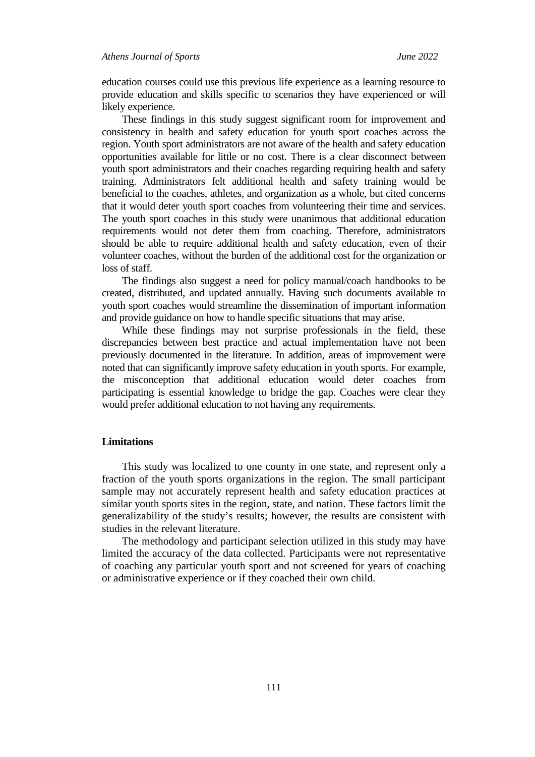education courses could use this previous life experience as a learning resource to provide education and skills specific to scenarios they have experienced or will likely experience.

These findings in this study suggest significant room for improvement and consistency in health and safety education for youth sport coaches across the region. Youth sport administrators are not aware of the health and safety education opportunities available for little or no cost. There is a clear disconnect between youth sport administrators and their coaches regarding requiring health and safety training. Administrators felt additional health and safety training would be beneficial to the coaches, athletes, and organization as a whole, but cited concerns that it would deter youth sport coaches from volunteering their time and services. The youth sport coaches in this study were unanimous that additional education requirements would not deter them from coaching. Therefore, administrators should be able to require additional health and safety education, even of their volunteer coaches, without the burden of the additional cost for the organization or loss of staff.

The findings also suggest a need for policy manual/coach handbooks to be created, distributed, and updated annually. Having such documents available to youth sport coaches would streamline the dissemination of important information and provide guidance on how to handle specific situations that may arise.

While these findings may not surprise professionals in the field, these discrepancies between best practice and actual implementation have not been previously documented in the literature. In addition, areas of improvement were noted that can significantly improve safety education in youth sports. For example, the misconception that additional education would deter coaches from participating is essential knowledge to bridge the gap. Coaches were clear they would prefer additional education to not having any requirements.

## Limitations

This study was localized to one county in one state, and represent only a fraction of the youth sports organizations in the region. The small participant sample may not accurately represent health and safety education practices at similar youth sports sites in the region, state, and nation. These factors limit the generalizability of the study's results; however, the results are consistent with studies in the relevant literature.

The methodology and participant selection utilized in this study may have limited the accuracy of the data collected. Participants were not representative of coaching any particular youth sport and not screened for years of coaching or administrative experience or if they coached their own child.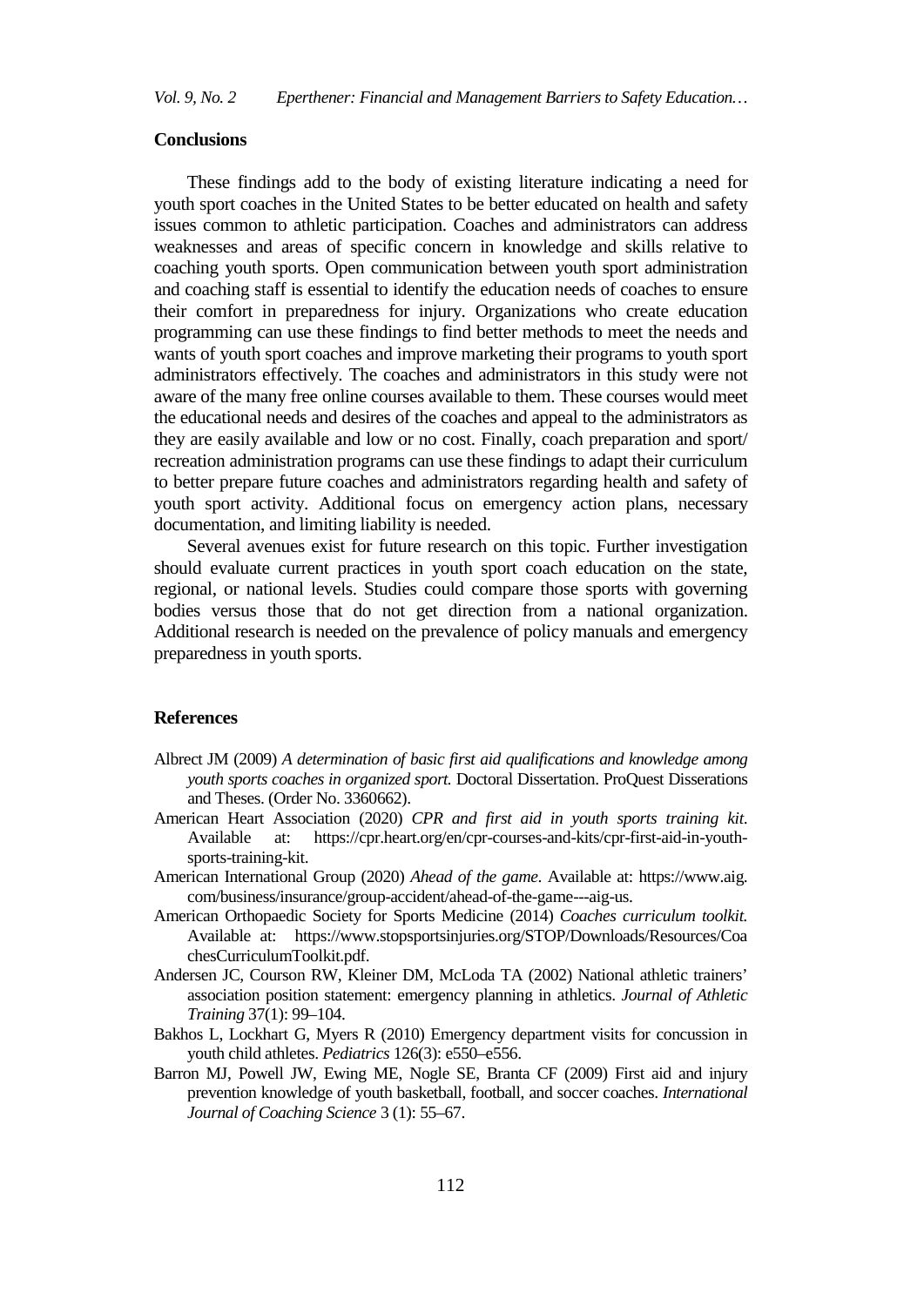## Conclusions

These findings add to the body of existing literature indicating a need for youth sport coaches in the United States to be better educated on health and safety issues common to athletic participation. Coaches and administrators can address weaknesses and areas of specific concern in knowledge and skills relative to coaching youth sports. Open communication between youth sport administration and coaching staff is essential to identify the education needs of coaches to ensure their comfort in preparedness for injury. Organizations who create education programming can use these findings to find better methods to meet the needs and wants of youth sport coaches and improve marketing their programs to youth sport administrators effectively. The coaches and administrators in this study were not aware of the many free online courses available to them. These courses would meet the educational needs and desires of the coaches and appeal to the administrators as they are easily available and low or no cost. Finally, coach preparation and sport/ recreation administration programs can use these findings to adapt their curriculum to better prepare future coaches and administrators regarding health and safety of youth sport activity. Additional focus on emergency action plans, necessary documentation, and limiting liability is needed.

Several avenues exist for future research on this topic. Further investigation should evaluate current practices in youth sport coach education on the state, regional, or national levels. Studies could compare those sports with governing bodies versus those that do not get direction from a national organization. Additional research is needed on the prevalence of policy manuals and emergency preparedness in youth sports.

## References

Albrect JM (2009) *A determination of basic first aid qualifications and knowledge among youth sports coaches in organized sport.* Doctoral Dissertation. ProQuest Disserations and Theses. (Order No. 3360662).

American Heart Association (2020) *CPR and first aid in youth sports training kit*. Available at: https://cpr.heart.org/en/cpr-courses-and-kits/cpr-first-aid-in-youth-sports-training-kit.

American International Group (2020) *Ahead of the game*. Available at: https://www.aig.com/business/insurance/group-accident/ahead-of-the-game---aig-us.

American Orthopaedic Society for Sports Medicine (2014) *Coaches curriculum toolkit.* Available at: https://www.stopsportsinjuries.org/STOP/Downloads/Resources/CoachesCurriculumToolkit.pdf.

Andersen JC, Courson RW, Kleiner DM, McLoda TA (2002) National athletic trainers' association position statement: emergency planning in athletics. *Journal of Athletic Training* 37(1): 99–104.

Bakhos L, Lockhart G, Myers R (2010) Emergency department visits for concussion in youth child athletes. *Pediatrics* 126(3): e550–e556.

Barron MJ, Powell JW, Ewing ME, Nogle SE, Branta CF (2009) First aid and injury prevention knowledge of youth basketball, football, and soccer coaches. *International Journal of Coaching Science* 3 (1): 55–67.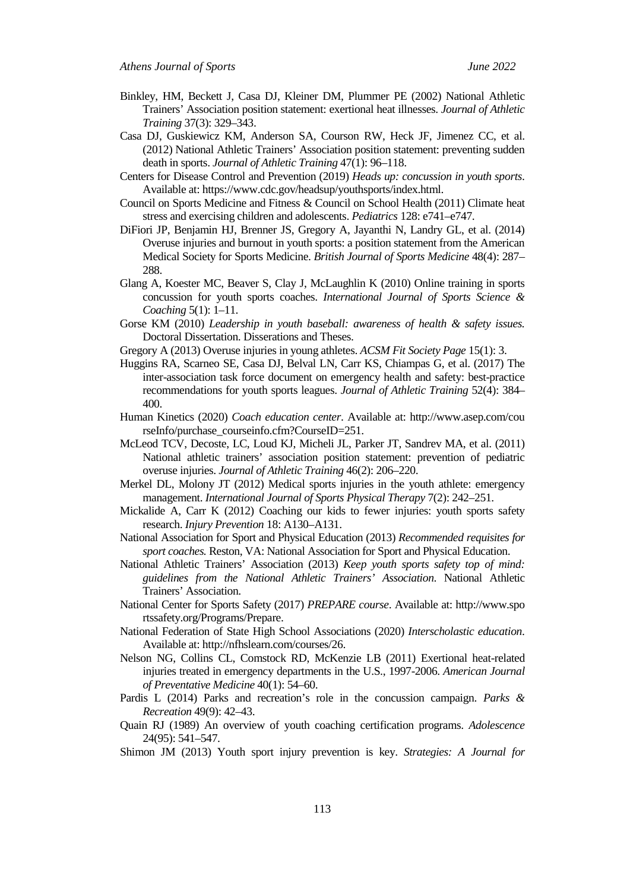Binkley, HM, Beckett J, Casa DJ, Kleiner DM, Plummer PE (2002) National Athletic Trainers' Association position statement: exertional heat illnesses. *Journal of Athletic Training* 37(3): 329–343.

Casa DJ, Guskiewicz KM, Anderson SA, Courson RW, Heck JF, Jimenez CC, et al. (2012) National Athletic Trainers' Association position statement: preventing sudden death in sports. *Journal of Athletic Training* 47(1): 96–118.

Centers for Disease Control and Prevention (2019) *Heads up: concussion in youth sports*. Available at: https://www.cdc.gov/headsup/youthsports/index.html.

Council on Sports Medicine and Fitness & Council on School Health (2011) Climate heat stress and exercising children and adolescents. *Pediatrics* 128: e741–e747.

DiFiori JP, Benjamin HJ, Brenner JS, Gregory A, Jayanthi N, Landry GL, et al. (2014) Overuse injuries and burnout in youth sports: a position statement from the American Medical Society for Sports Medicine. *British Journal of Sports Medicine* 48(4): 287–288.

Glang A, Koester MC, Beaver S, Clay J, McLaughlin K (2010) Online training in sports concussion for youth sports coaches. *International Journal of Sports Science & Coaching* 5(1): 1–11.

Gorse KM (2010) *Leadership in youth baseball: awareness of health & safety issues.* Doctoral Dissertation. Disserations and Theses.

Gregory A (2013) Overuse injuries in young athletes. *ACSM Fit Society Page* 15(1): 3.

Huggins RA, Scarneo SE, Casa DJ, Belval LN, Carr KS, Chiampas G, et al. (2017) The inter-association task force document on emergency health and safety: best-practice recommendations for youth sports leagues. *Journal of Athletic Training* 52(4): 384–400.

Human Kinetics (2020) *Coach education center*. Available at: http://www.asep.com/courseInfo/purchase_courseinfo.cfm?CourseID=251.

McLeod TCV, Decoste, LC, Loud KJ, Micheli JL, Parker JT, Sandrev MA, et al. (2011) National athletic trainers' association position statement: prevention of pediatric overuse injuries. *Journal of Athletic Training* 46(2): 206–220.

Merkel DL, Molony JT (2012) Medical sports injuries in the youth athlete: emergency management. *International Journal of Sports Physical Therapy* 7(2): 242–251.

Mickalide A, Carr K (2012) Coaching our kids to fewer injuries: youth sports safety research. *Injury Prevention* 18: A130–A131.

National Association for Sport and Physical Education (2013) *Recommended requisites for sport coaches.* Reston, VA: National Association for Sport and Physical Education.

National Athletic Trainers' Association (2013) *Keep youth sports safety top of mind: guidelines from the National Athletic Trainers' Association.* National Athletic Trainers' Association.

National Center for Sports Safety (2017) *PREPARE course*. Available at: http://www.sportssafety.org/Programs/Prepare.

National Federation of State High School Associations (2020) *Interscholastic education*. Available at: http://nfhslearn.com/courses/26.

Nelson NG, Collins CL, Comstock RD, McKenzie LB (2011) Exertional heat-related injuries treated in emergency departments in the U.S., 1997-2006. *American Journal of Preventative Medicine* 40(1): 54–60.

Pardis L (2014) Parks and recreation's role in the concussion campaign. *Parks & Recreation* 49(9): 42–43.

Quain RJ (1989) An overview of youth coaching certification programs. *Adolescence* 24(95): 541–547.

Shimon JM (2013) Youth sport injury prevention is key. *Strategies: A Journal for*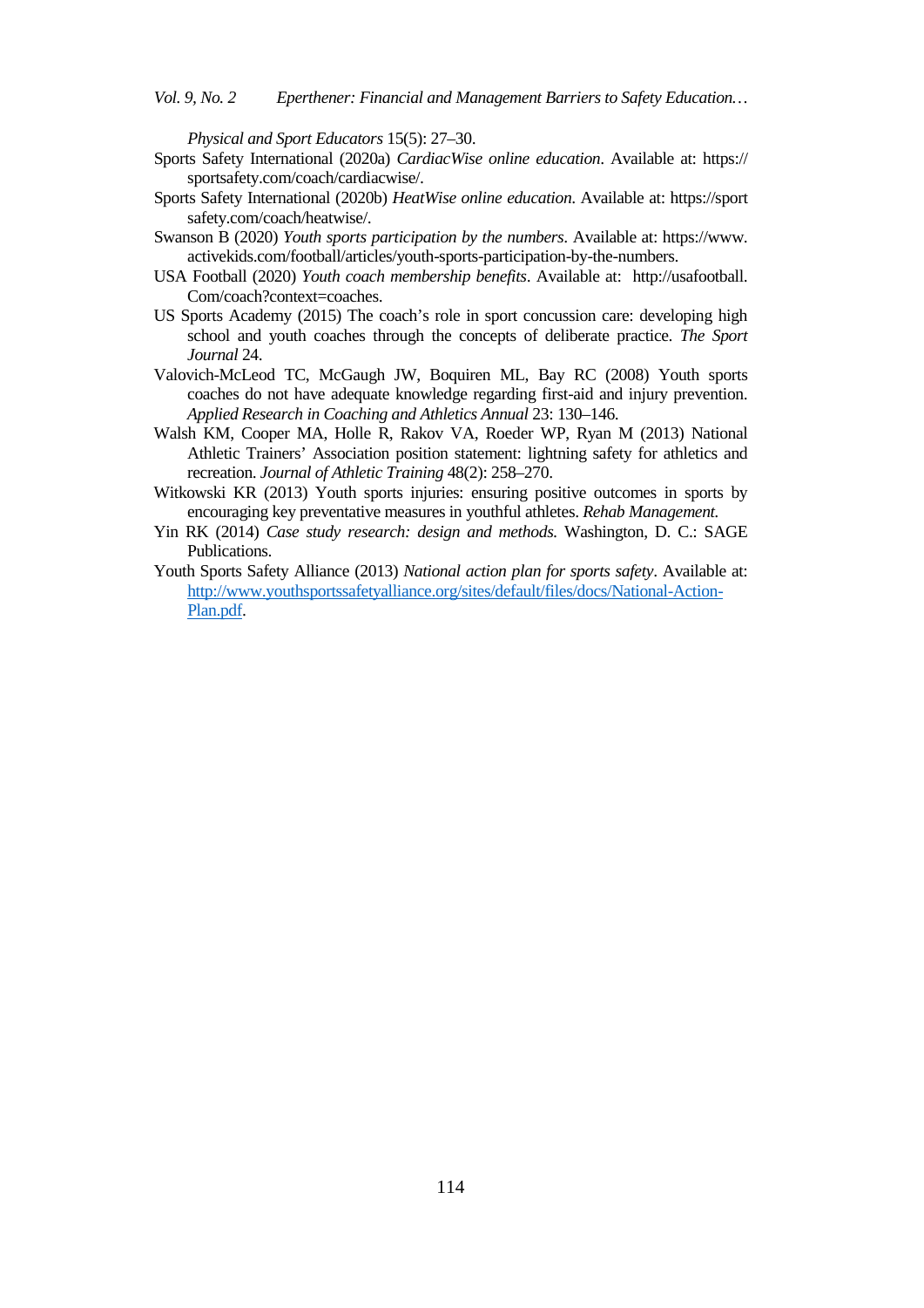*Physical and Sport Educators* 15(5): 27–30.

Sports Safety International (2020a) *CardiacWise online education*. Available at: https://sportsafety.com/coach/cardiacwise/.

Sports Safety International (2020b) *HeatWise online education*. Available at: https://sportsafety.com/coach/heatwise/.

Swanson B (2020) *Youth sports participation by the numbers*. Available at: https://www.activekids.com/football/articles/youth-sports-participation-by-the-numbers.

USA Football (2020) *Youth coach membership benefits*. Available at: http://usafootball.Com/coach?context=coaches.

US Sports Academy (2015) The coach's role in sport concussion care: developing high school and youth coaches through the concepts of deliberate practice. *The Sport Journal* 24.

Valovich-McLeod TC, McGaugh JW, Boquiren ML, Bay RC (2008) Youth sports coaches do not have adequate knowledge regarding first-aid and injury prevention. *Applied Research in Coaching and Athletics Annual* 23: 130–146.

Walsh KM, Cooper MA, Holle R, Rakov VA, Roeder WP, Ryan M (2013) National Athletic Trainers' Association position statement: lightning safety for athletics and recreation. *Journal of Athletic Training* 48(2): 258–270.

Witkowski KR (2013) Youth sports injuries: ensuring positive outcomes in sports by encouraging key preventative measures in youthful athletes. *Rehab Management.*

Yin RK (2014) *Case study research: design and methods.* Washington, D. C.: SAGE Publications.

Youth Sports Safety Alliance (2013) *National action plan for sports safety*. Available at: http://www.youthsportssafetyalliance.org/sites/default/files/docs/National-Action-Plan.pdf.